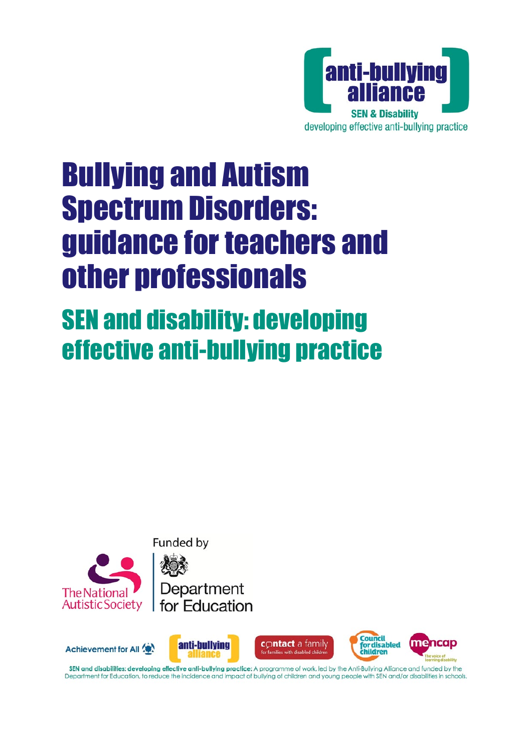anti-bullying alliance

SEN & Disability

developing effective anti-bullying practice

# Bullying and Autism Spectrum Disorders: guidance for teachers and other professionals

## SEN and disability: developing effective anti-bullying practice

The National Autistic Society

Funded by

Department for Education

Achievement for All

anti-bullying alliance

contact a family — for families with disabled children

Council for disabled children

mencap — The voice of learning disability

**SEN and disabilities: developing effective anti-bullying practice:** A programme of work, led by the Anti-Bullying Alliance and funded by the Department for Education, to reduce the incidence and impact of bullying of children and young people with SEN and/or disabilities in schools.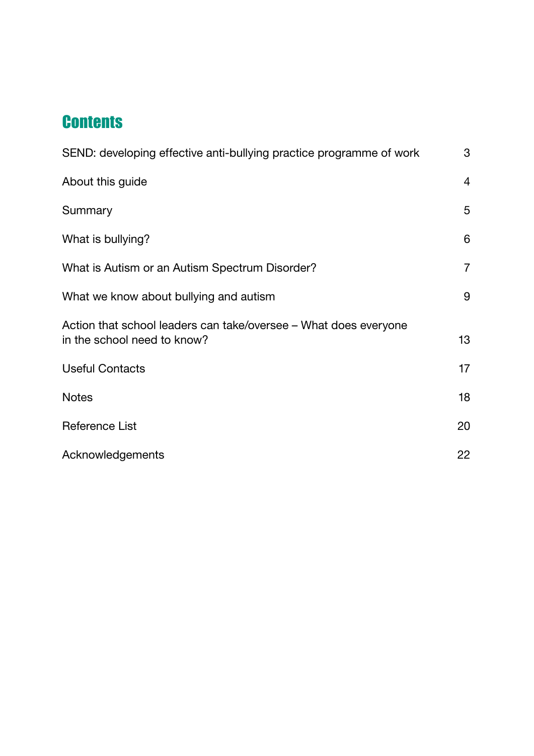# Contents

| | |
|---|---|
| SEND: developing effective anti-bullying practice programme of work | 3 |
| About this guide | 4 |
| Summary | 5 |
| What is bullying? | 6 |
| What is Autism or an Autism Spectrum Disorder? | 7 |
| What we know about bullying and autism | 9 |
| Action that school leaders can take/oversee – What does everyone in the school need to know? | 13 |
| Useful Contacts | 17 |
| Notes | 18 |
| Reference List | 20 |
| Acknowledgements | 22 |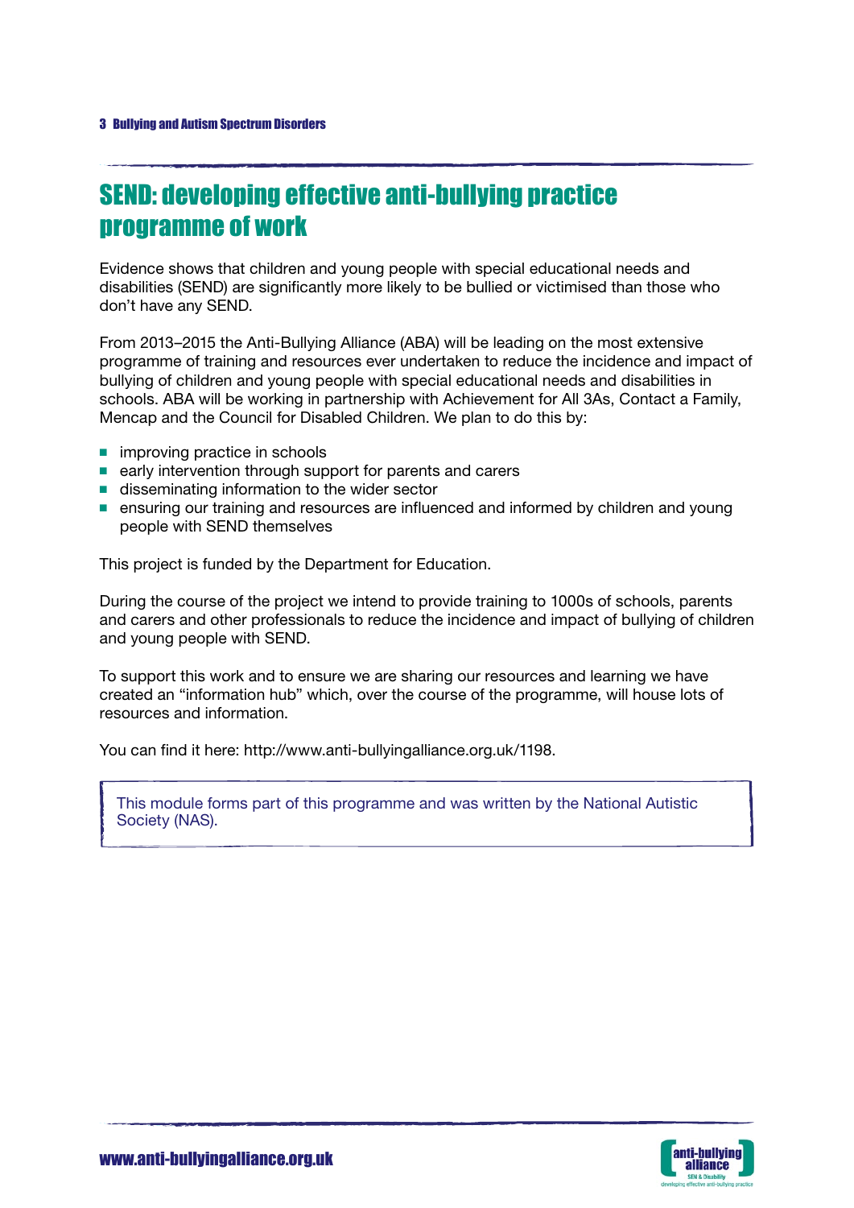# SEND: developing effective anti-bullying practice programme of work

Evidence shows that children and young people with special educational needs and disabilities (SEND) are significantly more likely to be bullied or victimised than those who don't have any SEND.

From 2013–2015 the Anti-Bullying Alliance (ABA) will be leading on the most extensive programme of training and resources ever undertaken to reduce the incidence and impact of bullying of children and young people with special educational needs and disabilities in schools. ABA will be working in partnership with Achievement for All 3As, Contact a Family, Mencap and the Council for Disabled Children. We plan to do this by:

- improving practice in schools
- early intervention through support for parents and carers
- disseminating information to the wider sector
- ensuring our training and resources are influenced and informed by children and young people with SEND themselves

This project is funded by the Department for Education.

During the course of the project we intend to provide training to 1000s of schools, parents and carers and other professionals to reduce the incidence and impact of bullying of children and young people with SEND.

To support this work and to ensure we are sharing our resources and learning we have created an "information hub" which, over the course of the programme, will house lots of resources and information.

You can find it here: http://www.anti-bullyingalliance.org.uk/1198.

> This module forms part of this programme and was written by the National Autistic Society (NAS).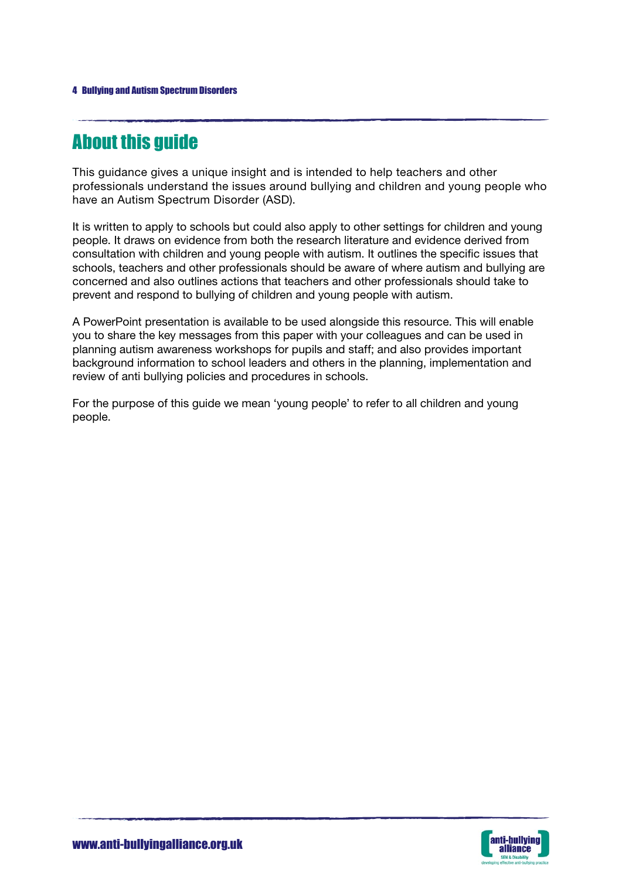# About this guide

This guidance gives a unique insight and is intended to help teachers and other professionals understand the issues around bullying and children and young people who have an Autism Spectrum Disorder (ASD).

It is written to apply to schools but could also apply to other settings for children and young people. It draws on evidence from both the research literature and evidence derived from consultation with children and young people with autism. It outlines the specific issues that schools, teachers and other professionals should be aware of where autism and bullying are concerned and also outlines actions that teachers and other professionals should take to prevent and respond to bullying of children and young people with autism.

A PowerPoint presentation is available to be used alongside this resource. This will enable you to share the key messages from this paper with your colleagues and can be used in planning autism awareness workshops for pupils and staff; and also provides important background information to school leaders and others in the planning, implementation and review of anti bullying policies and procedures in schools.

For the purpose of this guide we mean 'young people' to refer to all children and young people.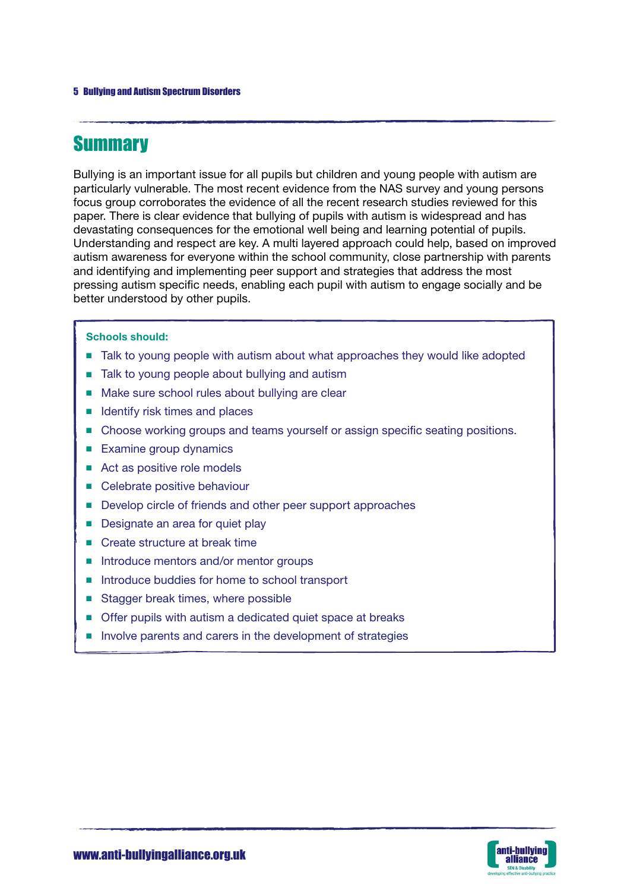## Summary

Bullying is an important issue for all pupils but children and young people with autism are particularly vulnerable. The most recent evidence from the NAS survey and young persons focus group corroborates the evidence of all the recent research studies reviewed for this paper. There is clear evidence that bullying of pupils with autism is widespread and has devastating consequences for the emotional well being and learning potential of pupils. Understanding and respect are key. A multi layered approach could help, based on improved autism awareness for everyone within the school community, close partnership with parents and identifying and implementing peer support and strategies that address the most pressing autism specific needs, enabling each pupil with autism to engage socially and be better understood by other pupils.

**Schools should:**

- Talk to young people with autism about what approaches they would like adopted
- Talk to young people about bullying and autism
- Make sure school rules about bullying are clear
- Identify risk times and places
- Choose working groups and teams yourself or assign specific seating positions.
- Examine group dynamics
- Act as positive role models
- Celebrate positive behaviour
- Develop circle of friends and other peer support approaches
- Designate an area for quiet play
- Create structure at break time
- Introduce mentors and/or mentor groups
- Introduce buddies for home to school transport
- Stagger break times, where possible
- Offer pupils with autism a dedicated quiet space at breaks
- Involve parents and carers in the development of strategies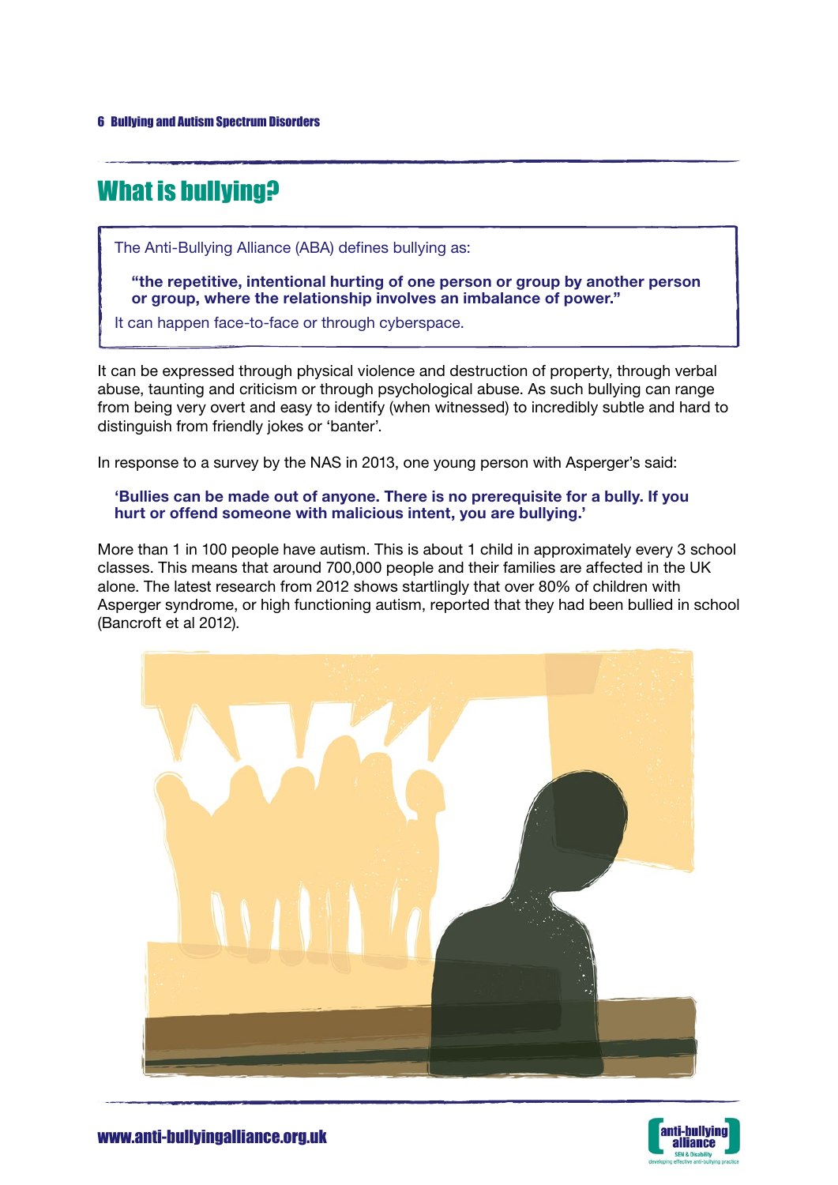# What is bullying?

The Anti-Bullying Alliance (ABA) defines bullying as:

> **"the repetitive, intentional hurting of one person or group by another person or group, where the relationship involves an imbalance of power."**

It can happen face-to-face or through cyberspace.

It can be expressed through physical violence and destruction of property, through verbal abuse, taunting and criticism or through psychological abuse. As such bullying can range from being very overt and easy to identify (when witnessed) to incredibly subtle and hard to distinguish from friendly jokes or 'banter'.

In response to a survey by the NAS in 2013, one young person with Asperger's said:

> **'Bullies can be made out of anyone. There is no prerequisite for a bully. If you hurt or offend someone with malicious intent, you are bullying.'**

More than 1 in 100 people have autism. This is about 1 child in approximately every 3 school classes. This means that around 700,000 people and their families are affected in the UK alone. The latest research from 2012 shows startlingly that over 80% of children with Asperger syndrome, or high functioning autism, reported that they had been bullied in school (Bancroft et al 2012).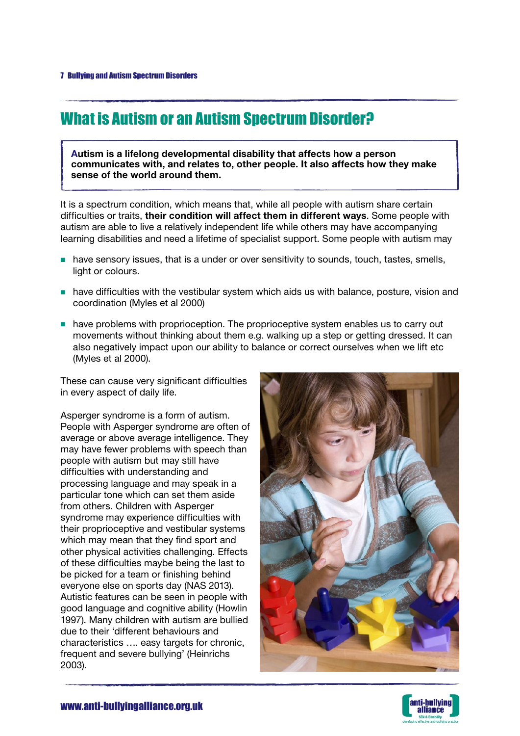# What is Autism or an Autism Spectrum Disorder?

**Autism is a lifelong developmental disability that affects how a person communicates with, and relates to, other people. It also affects how they make sense of the world around them.**

It is a spectrum condition, which means that, while all people with autism share certain difficulties or traits, **their condition will affect them in different ways**. Some people with autism are able to live a relatively independent life while others may have accompanying learning disabilities and need a lifetime of specialist support. Some people with autism may

- have sensory issues, that is a under or over sensitivity to sounds, touch, tastes, smells, light or colours.
- have difficulties with the vestibular system which aids us with balance, posture, vision and coordination (Myles et al 2000)
- have problems with proprioception. The proprioceptive system enables us to carry out movements without thinking about them e.g. walking up a step or getting dressed. It can also negatively impact upon our ability to balance or correct ourselves when we lift etc (Myles et al 2000).

These can cause very significant difficulties in every aspect of daily life.

Asperger syndrome is a form of autism. People with Asperger syndrome are often of average or above average intelligence. They may have fewer problems with speech than people with autism but may still have difficulties with understanding and processing language and may speak in a particular tone which can set them aside from others. Children with Asperger syndrome may experience difficulties with their proprioceptive and vestibular systems which may mean that they find sport and other physical activities challenging. Effects of these difficulties maybe being the last to be picked for a team or finishing behind everyone else on sports day (NAS 2013). Autistic features can be seen in people with good language and cognitive ability (Howlin 1997). Many children with autism are bullied due to their 'different behaviours and characteristics …. easy targets for chronic, frequent and severe bullying' (Heinrichs 2003).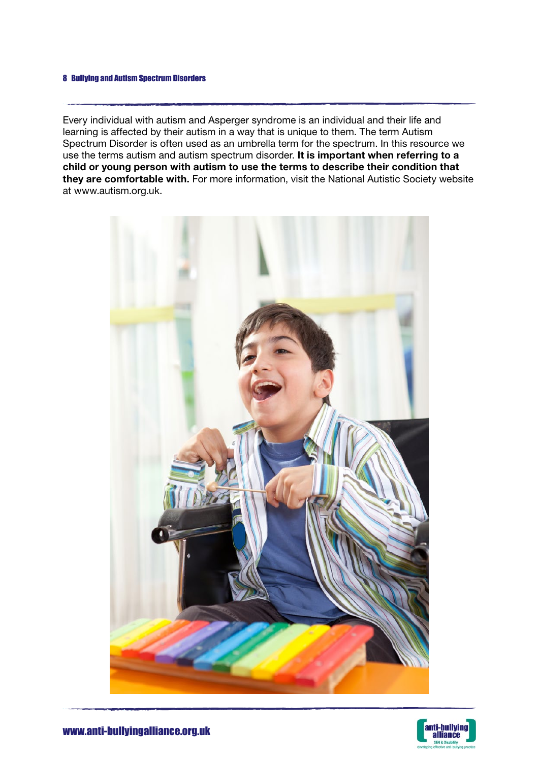Every individual with autism and Asperger syndrome is an individual and their life and learning is affected by their autism in a way that is unique to them. The term Autism Spectrum Disorder is often used as an umbrella term for the spectrum. In this resource we use the terms autism and autism spectrum disorder. **It is important when referring to a child or young person with autism to use the terms to describe their condition that they are comfortable with.** For more information, visit the National Autistic Society website at www.autism.org.uk.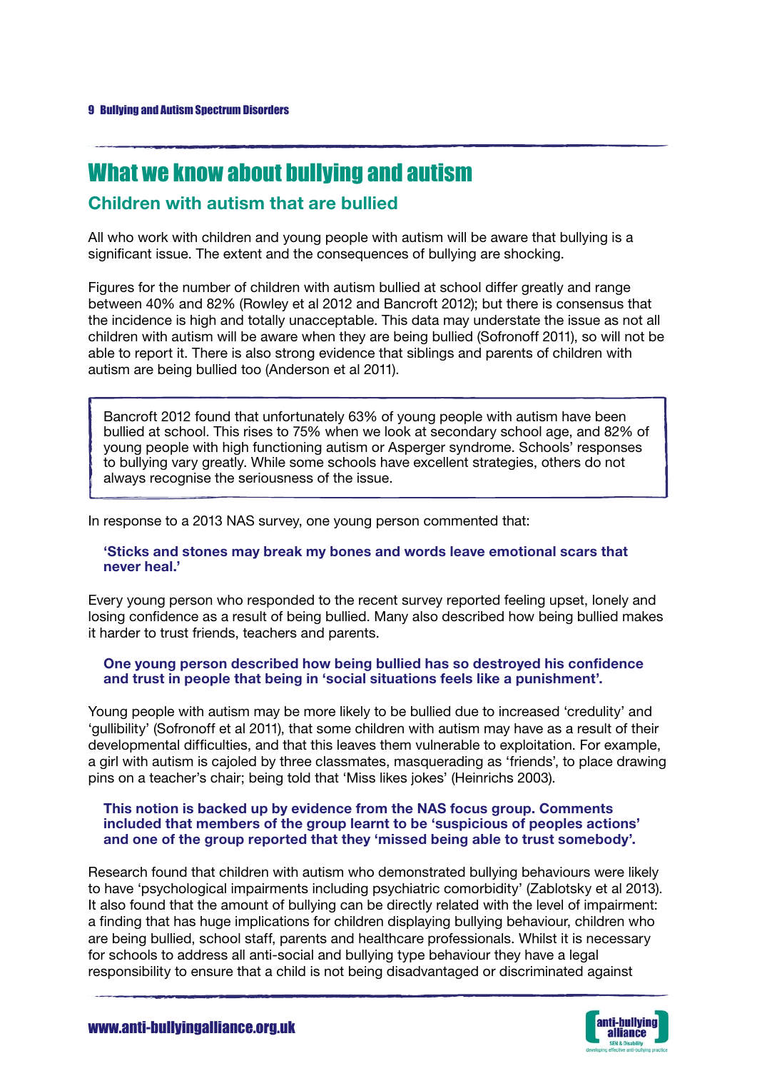# What we know about bullying and autism

## Children with autism that are bullied

All who work with children and young people with autism will be aware that bullying is a significant issue. The extent and the consequences of bullying are shocking.

Figures for the number of children with autism bullied at school differ greatly and range between 40% and 82% (Rowley et al 2012 and Bancroft 2012); but there is consensus that the incidence is high and totally unacceptable. This data may understate the issue as not all children with autism will be aware when they are being bullied (Sofronoff 2011), so will not be able to report it. There is also strong evidence that siblings and parents of children with autism are being bullied too (Anderson et al 2011).

> Bancroft 2012 found that unfortunately 63% of young people with autism have been bullied at school. This rises to 75% when we look at secondary school age, and 82% of young people with high functioning autism or Asperger syndrome. Schools' responses to bullying vary greatly. While some schools have excellent strategies, others do not always recognise the seriousness of the issue.

In response to a 2013 NAS survey, one young person commented that:

**'Sticks and stones may break my bones and words leave emotional scars that never heal.'**

Every young person who responded to the recent survey reported feeling upset, lonely and losing confidence as a result of being bullied. Many also described how being bullied makes it harder to trust friends, teachers and parents.

**One young person described how being bullied has so destroyed his confidence and trust in people that being in 'social situations feels like a punishment'.**

Young people with autism may be more likely to be bullied due to increased 'credulity' and 'gullibility' (Sofronoff et al 2011), that some children with autism may have as a result of their developmental difficulties, and that this leaves them vulnerable to exploitation. For example, a girl with autism is cajoled by three classmates, masquerading as 'friends', to place drawing pins on a teacher's chair; being told that 'Miss likes jokes' (Heinrichs 2003).

**This notion is backed up by evidence from the NAS focus group. Comments included that members of the group learnt to be 'suspicious of peoples actions' and one of the group reported that they 'missed being able to trust somebody'.**

Research found that children with autism who demonstrated bullying behaviours were likely to have 'psychological impairments including psychiatric comorbidity' (Zablotsky et al 2013). It also found that the amount of bullying can be directly related with the level of impairment: a finding that has huge implications for children displaying bullying behaviour, children who are being bullied, school staff, parents and healthcare professionals. Whilst it is necessary for schools to address all anti-social and bullying type behaviour they have a legal responsibility to ensure that a child is not being disadvantaged or discriminated against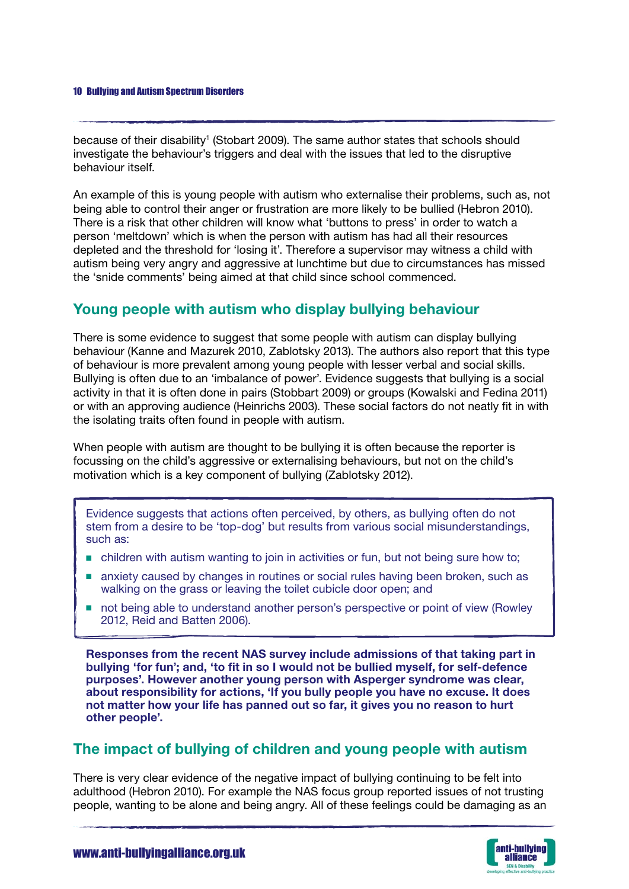because of their disability[1] (Stobart 2009). The same author states that schools should investigate the behaviour's triggers and deal with the issues that led to the disruptive behaviour itself.

An example of this is young people with autism who externalise their problems, such as, not being able to control their anger or frustration are more likely to be bullied (Hebron 2010). There is a risk that other children will know what 'buttons to press' in order to watch a person 'meltdown' which is when the person with autism has had all their resources depleted and the threshold for 'losing it'. Therefore a supervisor may witness a child with autism being very angry and aggressive at lunchtime but due to circumstances has missed the 'snide comments' being aimed at that child since school commenced.

## Young people with autism who display bullying behaviour

There is some evidence to suggest that some people with autism can display bullying behaviour (Kanne and Mazurek 2010, Zablotsky 2013). The authors also report that this type of behaviour is more prevalent among young people with lesser verbal and social skills. Bullying is often due to an 'imbalance of power'. Evidence suggests that bullying is a social activity in that it is often done in pairs (Stobbart 2009) or groups (Kowalski and Fedina 2011) or with an approving audience (Heinrichs 2003). These social factors do not neatly fit in with the isolating traits often found in people with autism.

When people with autism are thought to be bullying it is often because the reporter is focussing on the child's aggressive or externalising behaviours, but not on the child's motivation which is a key component of bullying (Zablotsky 2012).

Evidence suggests that actions often perceived, by others, as bullying often do not stem from a desire to be 'top-dog' but results from various social misunderstandings, such as:

- children with autism wanting to join in activities or fun, but not being sure how to;
- anxiety caused by changes in routines or social rules having been broken, such as walking on the grass or leaving the toilet cubicle door open; and
- not being able to understand another person's perspective or point of view (Rowley 2012, Reid and Batten 2006).

**Responses from the recent NAS survey include admissions of that taking part in bullying 'for fun'; and, 'to fit in so I would not be bullied myself, for self-defence purposes'. However another young person with Asperger syndrome was clear, about responsibility for actions, 'If you bully people you have no excuse. It does not matter how your life has panned out so far, it gives you no reason to hurt other people'.**

## The impact of bullying of children and young people with autism

There is very clear evidence of the negative impact of bullying continuing to be felt into adulthood (Hebron 2010). For example the NAS focus group reported issues of not trusting people, wanting to be alone and being angry. All of these feelings could be damaging as an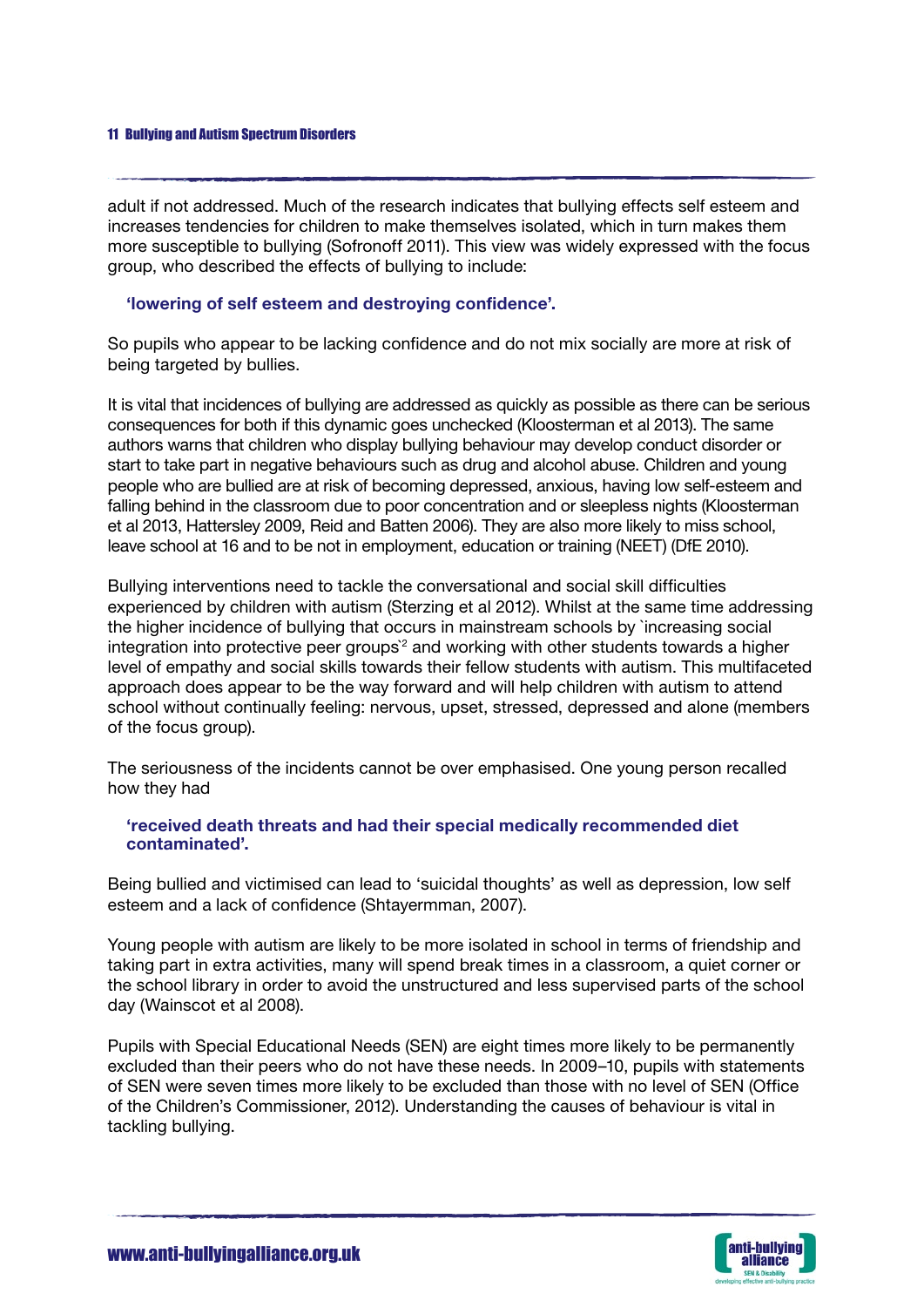adult if not addressed. Much of the research indicates that bullying effects self esteem and increases tendencies for children to make themselves isolated, which in turn makes them more susceptible to bullying (Sofronoff 2011). This view was widely expressed with the focus group, who described the effects of bullying to include:

> **'lowering of self esteem and destroying confidence'.**

So pupils who appear to be lacking confidence and do not mix socially are more at risk of being targeted by bullies.

It is vital that incidences of bullying are addressed as quickly as possible as there can be serious consequences for both if this dynamic goes unchecked (Kloosterman et al 2013). The same authors warns that children who display bullying behaviour may develop conduct disorder or start to take part in negative behaviours such as drug and alcohol abuse. Children and young people who are bullied are at risk of becoming depressed, anxious, having low self-esteem and falling behind in the classroom due to poor concentration and or sleepless nights (Kloosterman et al 2013, Hattersley 2009, Reid and Batten 2006). They are also more likely to miss school, leave school at 16 and to be not in employment, education or training (NEET) (DfE 2010).

Bullying interventions need to tackle the conversational and social skill difficulties experienced by children with autism (Sterzing et al 2012). Whilst at the same time addressing the higher incidence of bullying that occurs in mainstream schools by `increasing social integration into protective peer groups`[2] and working with other students towards a higher level of empathy and social skills towards their fellow students with autism. This multifaceted approach does appear to be the way forward and will help children with autism to attend school without continually feeling: nervous, upset, stressed, depressed and alone (members of the focus group).

The seriousness of the incidents cannot be over emphasised. One young person recalled how they had

> **'received death threats and had their special medically recommended diet contaminated'.**

Being bullied and victimised can lead to 'suicidal thoughts' as well as depression, low self esteem and a lack of confidence (Shtayermman, 2007).

Young people with autism are likely to be more isolated in school in terms of friendship and taking part in extra activities, many will spend break times in a classroom, a quiet corner or the school library in order to avoid the unstructured and less supervised parts of the school day (Wainscot et al 2008).

Pupils with Special Educational Needs (SEN) are eight times more likely to be permanently excluded than their peers who do not have these needs. In 2009–10, pupils with statements of SEN were seven times more likely to be excluded than those with no level of SEN (Office of the Children's Commissioner, 2012). Understanding the causes of behaviour is vital in tackling bullying.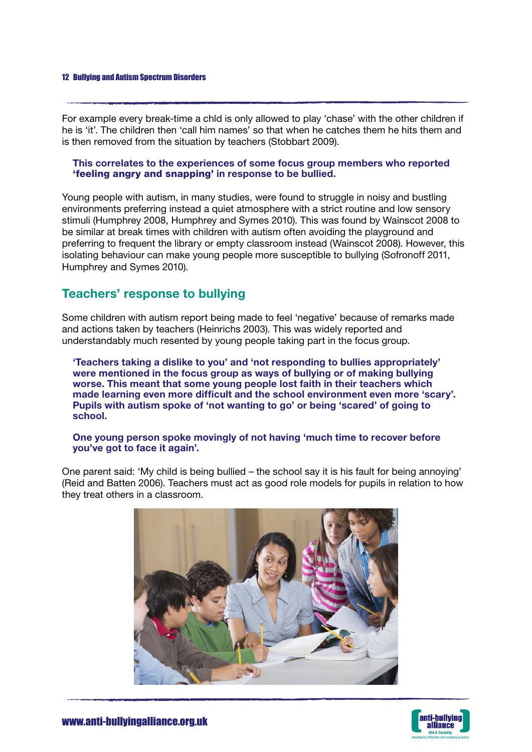For example every break-time a chld is only allowed to play 'chase' with the other children if he is 'it'. The children then 'call him names' so that when he catches them he hits them and is then removed from the situation by teachers (Stobbart 2009).

**This correlates to the experiences of some focus group members who reported 'feeling angry and snapping' in response to be bullied.**

Young people with autism, in many studies, were found to struggle in noisy and bustling environments preferring instead a quiet atmosphere with a strict routine and low sensory stimuli (Humphrey 2008, Humphrey and Symes 2010). This was found by Wainscot 2008 to be similar at break times with children with autism often avoiding the playground and preferring to frequent the library or empty classroom instead (Wainscot 2008). However, this isolating behaviour can make young people more susceptible to bullying (Sofronoff 2011, Humphrey and Symes 2010).

## Teachers' response to bullying

Some children with autism report being made to feel 'negative' because of remarks made and actions taken by teachers (Heinrichs 2003). This was widely reported and understandably much resented by young people taking part in the focus group.

**'Teachers taking a dislike to you' and 'not responding to bullies appropriately' were mentioned in the focus group as ways of bullying or of making bullying worse. This meant that some young people lost faith in their teachers which made learning even more difficult and the school environment even more 'scary'. Pupils with autism spoke of 'not wanting to go' or being 'scared' of going to school.**

**One young person spoke movingly of not having 'much time to recover before you've got to face it again'.**

One parent said: 'My child is being bullied – the school say it is his fault for being annoying' (Reid and Batten 2006). Teachers must act as good role models for pupils in relation to how they treat others in a classroom.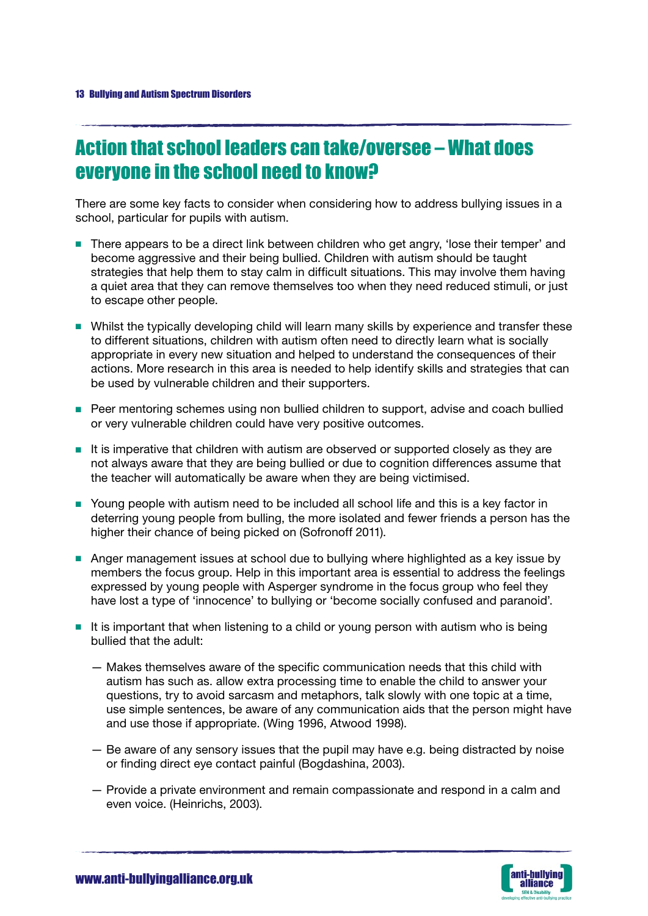## Action that school leaders can take/oversee – What does everyone in the school need to know?

There are some key facts to consider when considering how to address bullying issues in a school, particular for pupils with autism.

- There appears to be a direct link between children who get angry, 'lose their temper' and become aggressive and their being bullied. Children with autism should be taught strategies that help them to stay calm in difficult situations. This may involve them having a quiet area that they can remove themselves too when they need reduced stimuli, or just to escape other people.
- Whilst the typically developing child will learn many skills by experience and transfer these to different situations, children with autism often need to directly learn what is socially appropriate in every new situation and helped to understand the consequences of their actions. More research in this area is needed to help identify skills and strategies that can be used by vulnerable children and their supporters.
- Peer mentoring schemes using non bullied children to support, advise and coach bullied or very vulnerable children could have very positive outcomes.
- It is imperative that children with autism are observed or supported closely as they are not always aware that they are being bullied or due to cognition differences assume that the teacher will automatically be aware when they are being victimised.
- Young people with autism need to be included all school life and this is a key factor in deterring young people from bulling, the more isolated and fewer friends a person has the higher their chance of being picked on (Sofronoff 2011).
- Anger management issues at school due to bullying where highlighted as a key issue by members the focus group. Help in this important area is essential to address the feelings expressed by young people with Asperger syndrome in the focus group who feel they have lost a type of 'innocence' to bullying or 'become socially confused and paranoid'.
- It is important that when listening to a child or young person with autism who is being bullied that the adult:
  - Makes themselves aware of the specific communication needs that this child with autism has such as. allow extra processing time to enable the child to answer your questions, try to avoid sarcasm and metaphors, talk slowly with one topic at a time, use simple sentences, be aware of any communication aids that the person might have and use those if appropriate. (Wing 1996, Atwood 1998).
  - Be aware of any sensory issues that the pupil may have e.g. being distracted by noise or finding direct eye contact painful (Bogdashina, 2003).
  - Provide a private environment and remain compassionate and respond in a calm and even voice. (Heinrichs, 2003).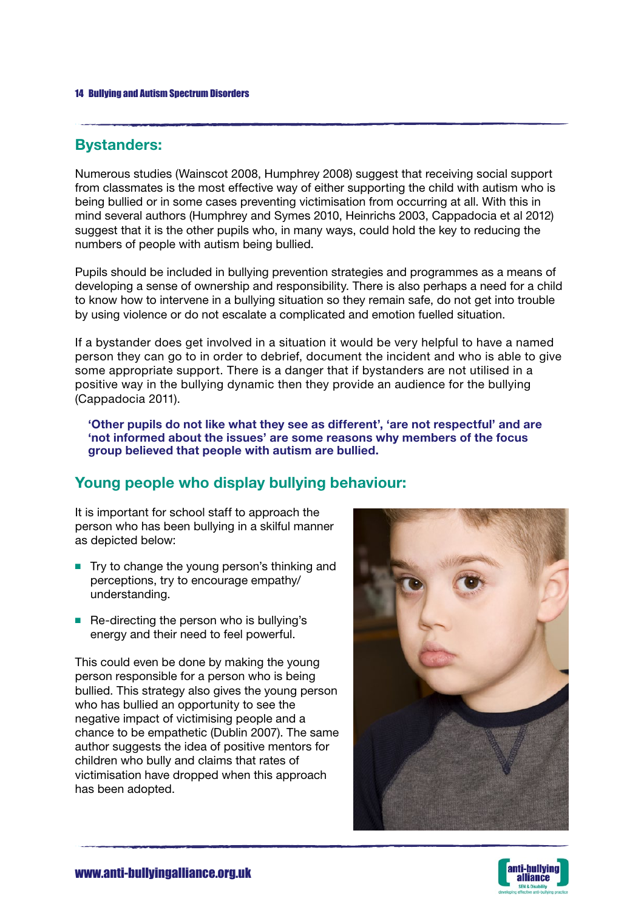## Bystanders:

Numerous studies (Wainscot 2008, Humphrey 2008) suggest that receiving social support from classmates is the most effective way of either supporting the child with autism who is being bullied or in some cases preventing victimisation from occurring at all. With this in mind several authors (Humphrey and Symes 2010, Heinrichs 2003, Cappadocia et al 2012) suggest that it is the other pupils who, in many ways, could hold the key to reducing the numbers of people with autism being bullied.

Pupils should be included in bullying prevention strategies and programmes as a means of developing a sense of ownership and responsibility. There is also perhaps a need for a child to know how to intervene in a bullying situation so they remain safe, do not get into trouble by using violence or do not escalate a complicated and emotion fuelled situation.

If a bystander does get involved in a situation it would be very helpful to have a named person they can go to in order to debrief, document the incident and who is able to give some appropriate support. There is a danger that if bystanders are not utilised in a positive way in the bullying dynamic then they provide an audience for the bullying (Cappadocia 2011).

**'Other pupils do not like what they see as different', 'are not respectful' and are 'not informed about the issues' are some reasons why members of the focus group believed that people with autism are bullied.**

## Young people who display bullying behaviour:

It is important for school staff to approach the person who has been bullying in a skilful manner as depicted below:

- Try to change the young person's thinking and perceptions, try to encourage empathy/ understanding.
- Re-directing the person who is bullying's energy and their need to feel powerful.

This could even be done by making the young person responsible for a person who is being bullied. This strategy also gives the young person who has bullied an opportunity to see the negative impact of victimising people and a chance to be empathetic (Dublin 2007). The same author suggests the idea of positive mentors for children who bully and claims that rates of victimisation have dropped when this approach has been adopted.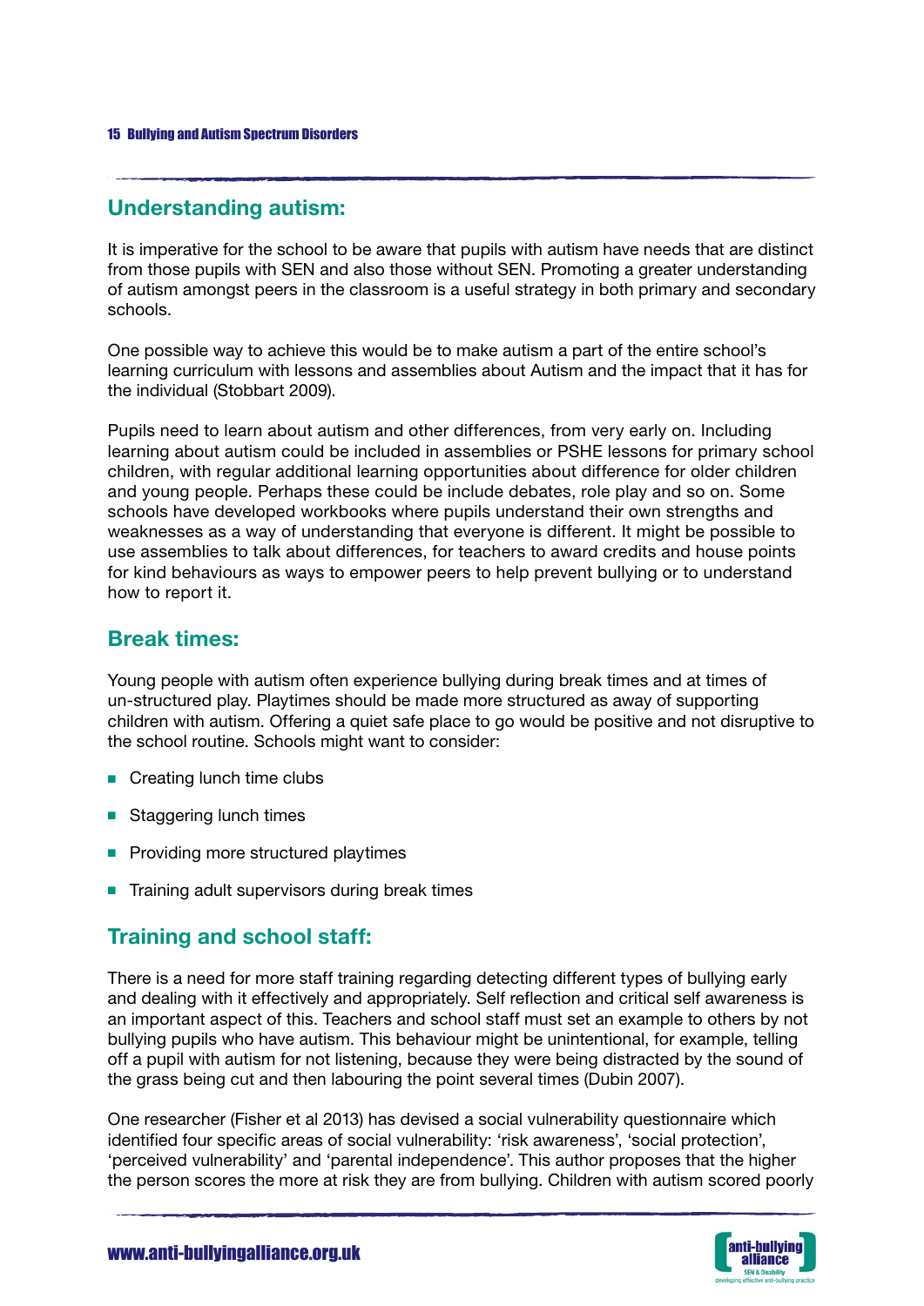## Understanding autism:

It is imperative for the school to be aware that pupils with autism have needs that are distinct from those pupils with SEN and also those without SEN. Promoting a greater understanding of autism amongst peers in the classroom is a useful strategy in both primary and secondary schools.

One possible way to achieve this would be to make autism a part of the entire school's learning curriculum with lessons and assemblies about Autism and the impact that it has for the individual (Stobbart 2009).

Pupils need to learn about autism and other differences, from very early on. Including learning about autism could be included in assemblies or PSHE lessons for primary school children, with regular additional learning opportunities about difference for older children and young people. Perhaps these could be include debates, role play and so on. Some schools have developed workbooks where pupils understand their own strengths and weaknesses as a way of understanding that everyone is different. It might be possible to use assemblies to talk about differences, for teachers to award credits and house points for kind behaviours as ways to empower peers to help prevent bullying or to understand how to report it.

## Break times:

Young people with autism often experience bullying during break times and at times of un-structured play. Playtimes should be made more structured as away of supporting children with autism. Offering a quiet safe place to go would be positive and not disruptive to the school routine. Schools might want to consider:

- Creating lunch time clubs
- Staggering lunch times
- Providing more structured playtimes
- Training adult supervisors during break times

## Training and school staff:

There is a need for more staff training regarding detecting different types of bullying early and dealing with it effectively and appropriately. Self reflection and critical self awareness is an important aspect of this. Teachers and school staff must set an example to others by not bullying pupils who have autism. This behaviour might be unintentional, for example, telling off a pupil with autism for not listening, because they were being distracted by the sound of the grass being cut and then labouring the point several times (Dubin 2007).

One researcher (Fisher et al 2013) has devised a social vulnerability questionnaire which identified four specific areas of social vulnerability: 'risk awareness', 'social protection', 'perceived vulnerability' and 'parental independence'. This author proposes that the higher the person scores the more at risk they are from bullying. Children with autism scored poorly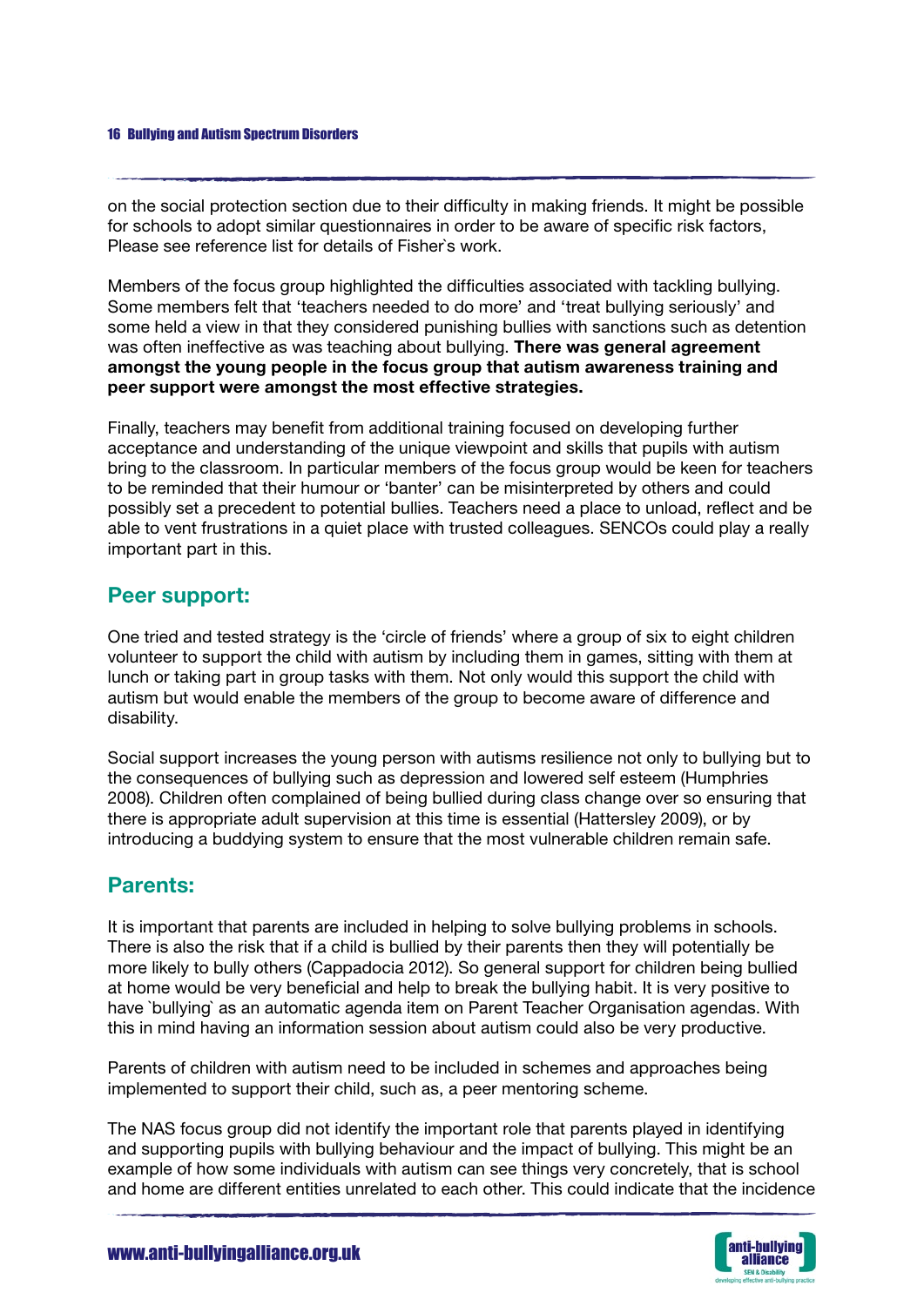on the social protection section due to their difficulty in making friends. It might be possible for schools to adopt similar questionnaires in order to be aware of specific risk factors, Please see reference list for details of Fisher`s work.

Members of the focus group highlighted the difficulties associated with tackling bullying. Some members felt that 'teachers needed to do more' and 'treat bullying seriously' and some held a view in that they considered punishing bullies with sanctions such as detention was often ineffective as was teaching about bullying. **There was general agreement amongst the young people in the focus group that autism awareness training and peer support were amongst the most effective strategies.**

Finally, teachers may benefit from additional training focused on developing further acceptance and understanding of the unique viewpoint and skills that pupils with autism bring to the classroom. In particular members of the focus group would be keen for teachers to be reminded that their humour or 'banter' can be misinterpreted by others and could possibly set a precedent to potential bullies. Teachers need a place to unload, reflect and be able to vent frustrations in a quiet place with trusted colleagues. SENCOs could play a really important part in this.

## Peer support:

One tried and tested strategy is the 'circle of friends' where a group of six to eight children volunteer to support the child with autism by including them in games, sitting with them at lunch or taking part in group tasks with them. Not only would this support the child with autism but would enable the members of the group to become aware of difference and disability.

Social support increases the young person with autisms resilience not only to bullying but to the consequences of bullying such as depression and lowered self esteem (Humphries 2008). Children often complained of being bullied during class change over so ensuring that there is appropriate adult supervision at this time is essential (Hattersley 2009), or by introducing a buddying system to ensure that the most vulnerable children remain safe.

## Parents:

It is important that parents are included in helping to solve bullying problems in schools. There is also the risk that if a child is bullied by their parents then they will potentially be more likely to bully others (Cappadocia 2012). So general support for children being bullied at home would be very beneficial and help to break the bullying habit. It is very positive to have `bullying` as an automatic agenda item on Parent Teacher Organisation agendas. With this in mind having an information session about autism could also be very productive.

Parents of children with autism need to be included in schemes and approaches being implemented to support their child, such as, a peer mentoring scheme.

The NAS focus group did not identify the important role that parents played in identifying and supporting pupils with bullying behaviour and the impact of bullying. This might be an example of how some individuals with autism can see things very concretely, that is school and home are different entities unrelated to each other. This could indicate that the incidence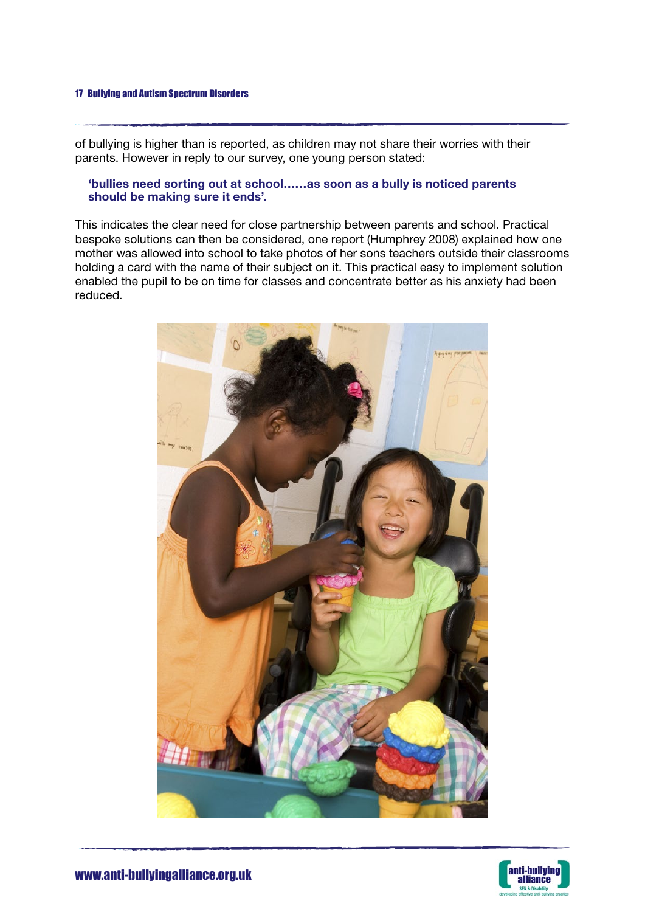of bullying is higher than is reported, as children may not share their worries with their parents. However in reply to our survey, one young person stated:

> **'bullies need sorting out at school……as soon as a bully is noticed parents should be making sure it ends'.**

This indicates the clear need for close partnership between parents and school. Practical bespoke solutions can then be considered, one report (Humphrey 2008) explained how one mother was allowed into school to take photos of her sons teachers outside their classrooms holding a card with the name of their subject on it. This practical easy to implement solution enabled the pupil to be on time for classes and concentrate better as his anxiety had been reduced.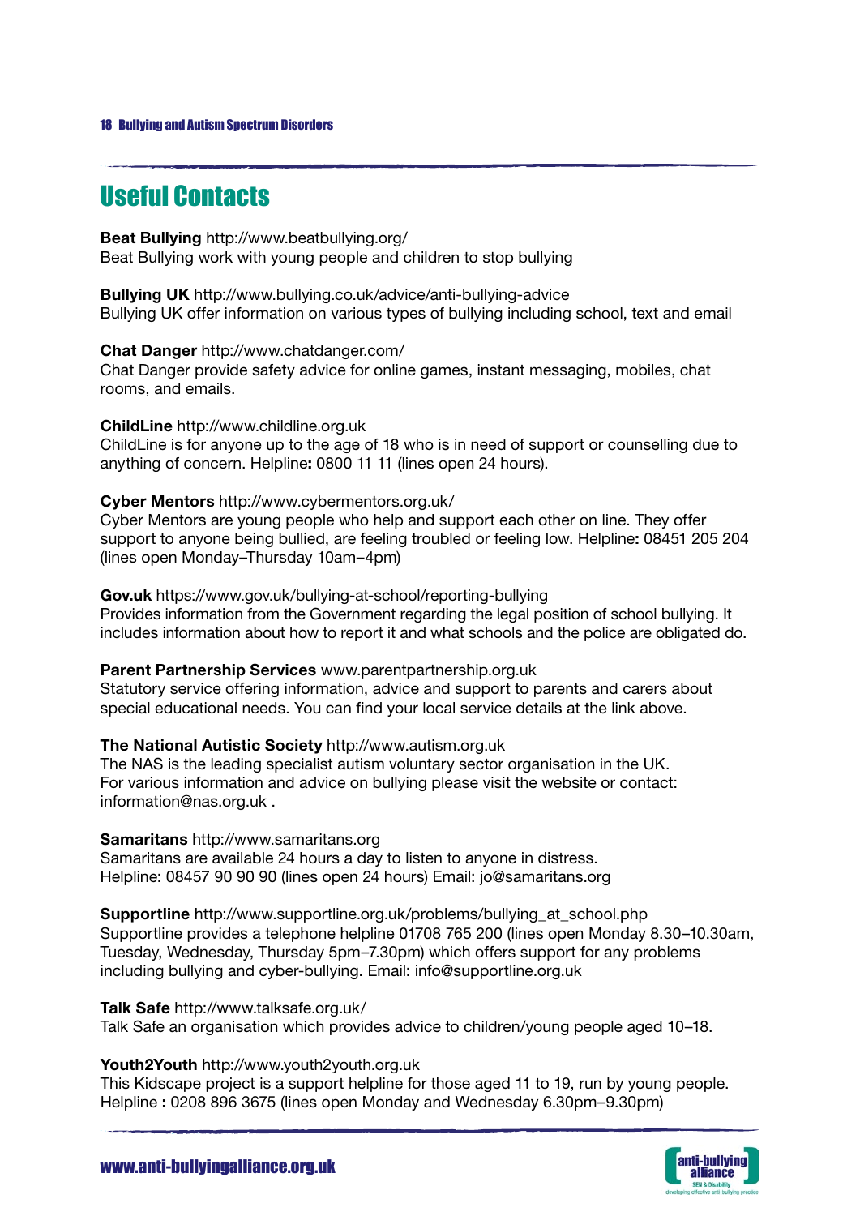# Useful Contacts

**Beat Bullying** http://www.beatbullying.org/
Beat Bullying work with young people and children to stop bullying

**Bullying UK** http://www.bullying.co.uk/advice/anti-bullying-advice
Bullying UK offer information on various types of bullying including school, text and email

**Chat Danger** http://www.chatdanger.com/
Chat Danger provide safety advice for online games, instant messaging, mobiles, chat rooms, and emails.

**ChildLine** http://www.childline.org.uk
ChildLine is for anyone up to the age of 18 who is in need of support or counselling due to anything of concern. Helpline**:** 0800 11 11 (lines open 24 hours).

**Cyber Mentors** http://www.cybermentors.org.uk/
Cyber Mentors are young people who help and support each other on line. They offer support to anyone being bullied, are feeling troubled or feeling low. Helpline**:** 08451 205 204 (lines open Monday–Thursday 10am–4pm)

**Gov.uk** https://www.gov.uk/bullying-at-school/reporting-bullying
Provides information from the Government regarding the legal position of school bullying. It includes information about how to report it and what schools and the police are obligated do.

**Parent Partnership Services** www.parentpartnership.org.uk
Statutory service offering information, advice and support to parents and carers about special educational needs. You can find your local service details at the link above.

**The National Autistic Society** http://www.autism.org.uk
The NAS is the leading specialist autism voluntary sector organisation in the UK.
For various information and advice on bullying please visit the website or contact: information@nas.org.uk .

**Samaritans** http://www.samaritans.org
Samaritans are available 24 hours a day to listen to anyone in distress.
Helpline: 08457 90 90 90 (lines open 24 hours) Email: jo@samaritans.org

**Supportline** http://www.supportline.org.uk/problems/bullying_at_school.php
Supportline provides a telephone helpline 01708 765 200 (lines open Monday 8.30–10.30am, Tuesday, Wednesday, Thursday 5pm–7.30pm) which offers support for any problems including bullying and cyber-bullying. Email: info@supportline.org.uk

**Talk Safe** http://www.talksafe.org.uk/
Talk Safe an organisation which provides advice to children/young people aged 10–18.

**Youth2Youth** http://www.youth2youth.org.uk
This Kidscape project is a support helpline for those aged 11 to 19, run by young people.
Helpline **:** 0208 896 3675 (lines open Monday and Wednesday 6.30pm–9.30pm)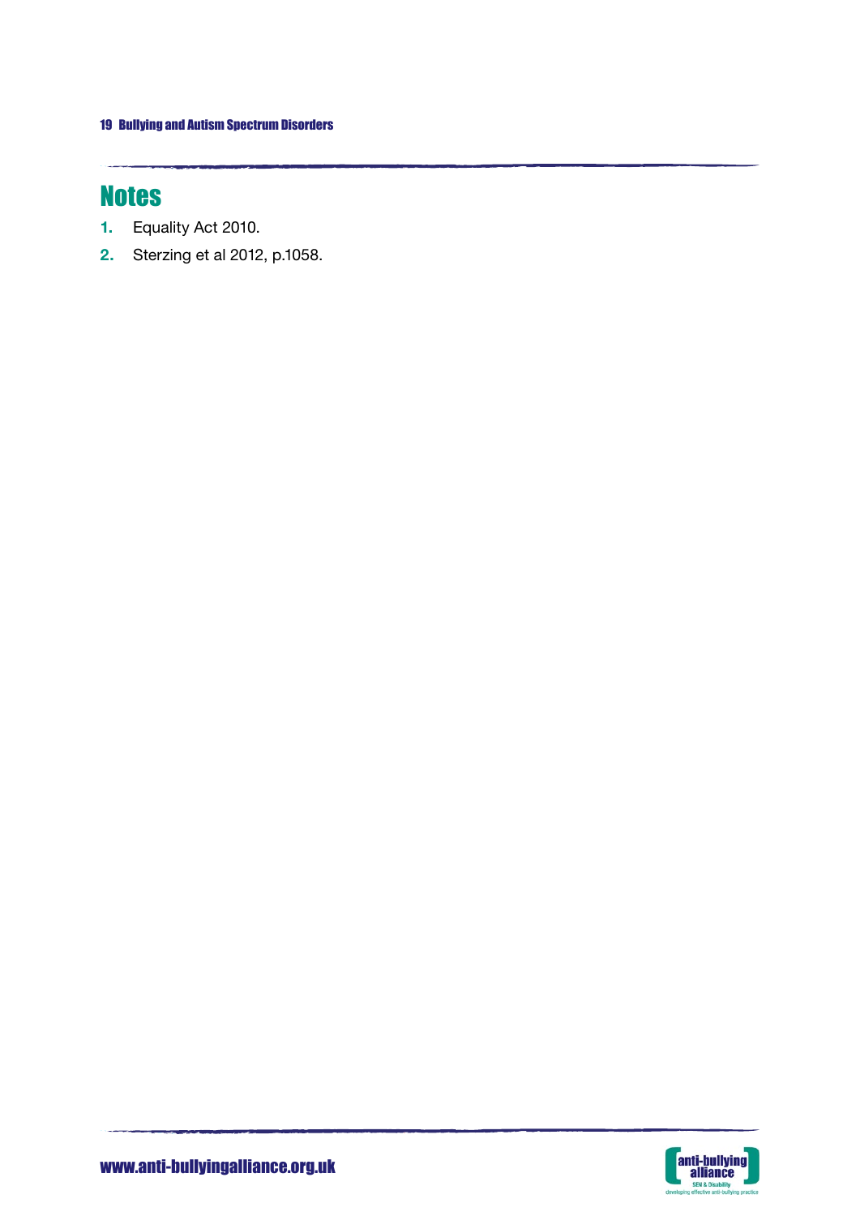## Notes

1. Equality Act 2010.
2. Sterzing et al 2012, p.1058.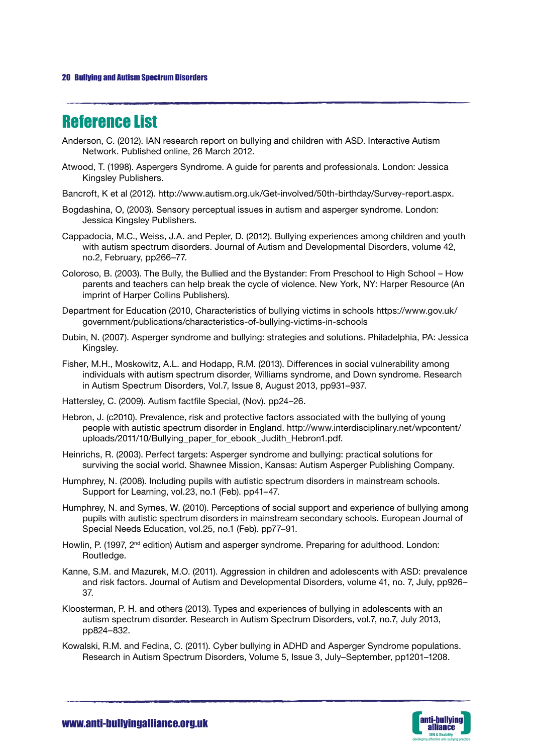# Reference List

Anderson, C. (2012). IAN research report on bullying and children with ASD. Interactive Autism Network. Published online, 26 March 2012.

Atwood, T. (1998). Aspergers Syndrome. A guide for parents and professionals. London: Jessica Kingsley Publishers.

Bancroft, K et al (2012). http://www.autism.org.uk/Get-involved/50th-birthday/Survey-report.aspx.

Bogdashina, O, (2003). Sensory perceptual issues in autism and asperger syndrome. London: Jessica Kingsley Publishers.

Cappadocia, M.C., Weiss, J.A. and Pepler, D. (2012). Bullying experiences among children and youth with autism spectrum disorders. Journal of Autism and Developmental Disorders, volume 42, no.2, February, pp266–77.

Coloroso, B. (2003). The Bully, the Bullied and the Bystander: From Preschool to High School – How parents and teachers can help break the cycle of violence. New York, NY: Harper Resource (An imprint of Harper Collins Publishers).

Department for Education (2010, Characteristics of bullying victims in schools https://www.gov.uk/government/publications/characteristics-of-bullying-victims-in-schools

Dubin, N. (2007). Asperger syndrome and bullying: strategies and solutions. Philadelphia, PA: Jessica Kingsley.

Fisher, M.H., Moskowitz, A.L. and Hodapp, R.M. (2013). Differences in social vulnerability among individuals with autism spectrum disorder, Williams syndrome, and Down syndrome. Research in Autism Spectrum Disorders, Vol.7, Issue 8, August 2013, pp931–937.

Hattersley, C. (2009). Autism factfile Special, (Nov). pp24–26.

Hebron, J. (c2010). Prevalence, risk and protective factors associated with the bullying of young people with autistic spectrum disorder in England. http://www.interdisciplinary.net/wpcontent/uploads/2011/10/Bullying_paper_for_ebook_Judith_Hebron1.pdf.

Heinrichs, R. (2003). Perfect targets: Asperger syndrome and bullying: practical solutions for surviving the social world. Shawnee Mission, Kansas: Autism Asperger Publishing Company.

Humphrey, N. (2008). Including pupils with autistic spectrum disorders in mainstream schools. Support for Learning, vol.23, no.1 (Feb). pp41–47.

Humphrey, N. and Symes, W. (2010). Perceptions of social support and experience of bullying among pupils with autistic spectrum disorders in mainstream secondary schools. European Journal of Special Needs Education, vol.25, no.1 (Feb). pp77–91.

Howlin, P. (1997, 2nd edition) Autism and asperger syndrome. Preparing for adulthood. London: Routledge.

Kanne, S.M. and Mazurek, M.O. (2011). Aggression in children and adolescents with ASD: prevalence and risk factors. Journal of Autism and Developmental Disorders, volume 41, no. 7, July, pp926–37.

Kloosterman, P. H. and others (2013). Types and experiences of bullying in adolescents with an autism spectrum disorder. Research in Autism Spectrum Disorders, vol.7, no.7, July 2013, pp824–832.

Kowalski, R.M. and Fedina, C. (2011). Cyber bullying in ADHD and Asperger Syndrome populations. Research in Autism Spectrum Disorders, Volume 5, Issue 3, July–September, pp1201–1208.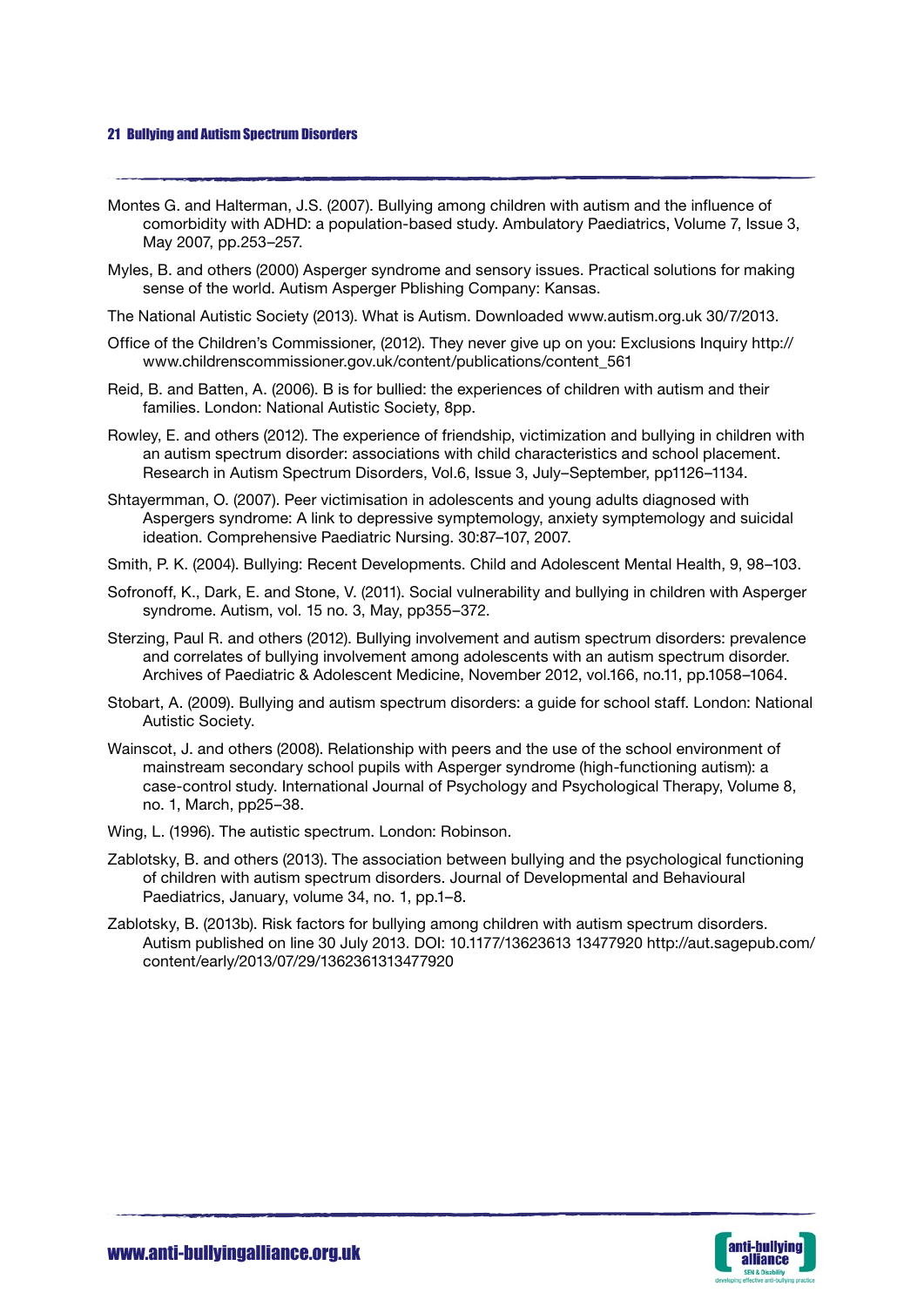Montes G. and Halterman, J.S. (2007). Bullying among children with autism and the influence of comorbidity with ADHD: a population-based study. Ambulatory Paediatrics, Volume 7, Issue 3, May 2007, pp.253–257.

Myles, B. and others (2000) Asperger syndrome and sensory issues. Practical solutions for making sense of the world. Autism Asperger Pblishing Company: Kansas.

The National Autistic Society (2013). What is Autism. Downloaded www.autism.org.uk 30/7/2013.

Office of the Children's Commissioner, (2012). They never give up on you: Exclusions Inquiry http://www.childrenscommissioner.gov.uk/content/publications/content_561

Reid, B. and Batten, A. (2006). B is for bullied: the experiences of children with autism and their families. London: National Autistic Society, 8pp.

Rowley, E. and others (2012). The experience of friendship, victimization and bullying in children with an autism spectrum disorder: associations with child characteristics and school placement. Research in Autism Spectrum Disorders, Vol.6, Issue 3, July–September, pp1126–1134.

Shtayermman, O. (2007). Peer victimisation in adolescents and young adults diagnosed with Aspergers syndrome: A link to depressive symptemology, anxiety symptemology and suicidal ideation. Comprehensive Paediatric Nursing. 30:87–107, 2007.

Smith, P. K. (2004). Bullying: Recent Developments. Child and Adolescent Mental Health, 9, 98–103.

Sofronoff, K., Dark, E. and Stone, V. (2011). Social vulnerability and bullying in children with Asperger syndrome. Autism, vol. 15 no. 3, May, pp355–372.

Sterzing, Paul R. and others (2012). Bullying involvement and autism spectrum disorders: prevalence and correlates of bullying involvement among adolescents with an autism spectrum disorder. Archives of Paediatric & Adolescent Medicine, November 2012, vol.166, no.11, pp.1058–1064.

Stobart, A. (2009). Bullying and autism spectrum disorders: a guide for school staff. London: National Autistic Society.

Wainscot, J. and others (2008). Relationship with peers and the use of the school environment of mainstream secondary school pupils with Asperger syndrome (high-functioning autism): a case-control study. International Journal of Psychology and Psychological Therapy, Volume 8, no. 1, March, pp25–38.

Wing, L. (1996). The autistic spectrum. London: Robinson.

Zablotsky, B. and others (2013). The association between bullying and the psychological functioning of children with autism spectrum disorders. Journal of Developmental and Behavioural Paediatrics, January, volume 34, no. 1, pp.1–8.

Zablotsky, B. (2013b). Risk factors for bullying among children with autism spectrum disorders. Autism published on line 30 July 2013. DOI: 10.1177/13623613 13477920 http://aut.sagepub.com/content/early/2013/07/29/1362361313477920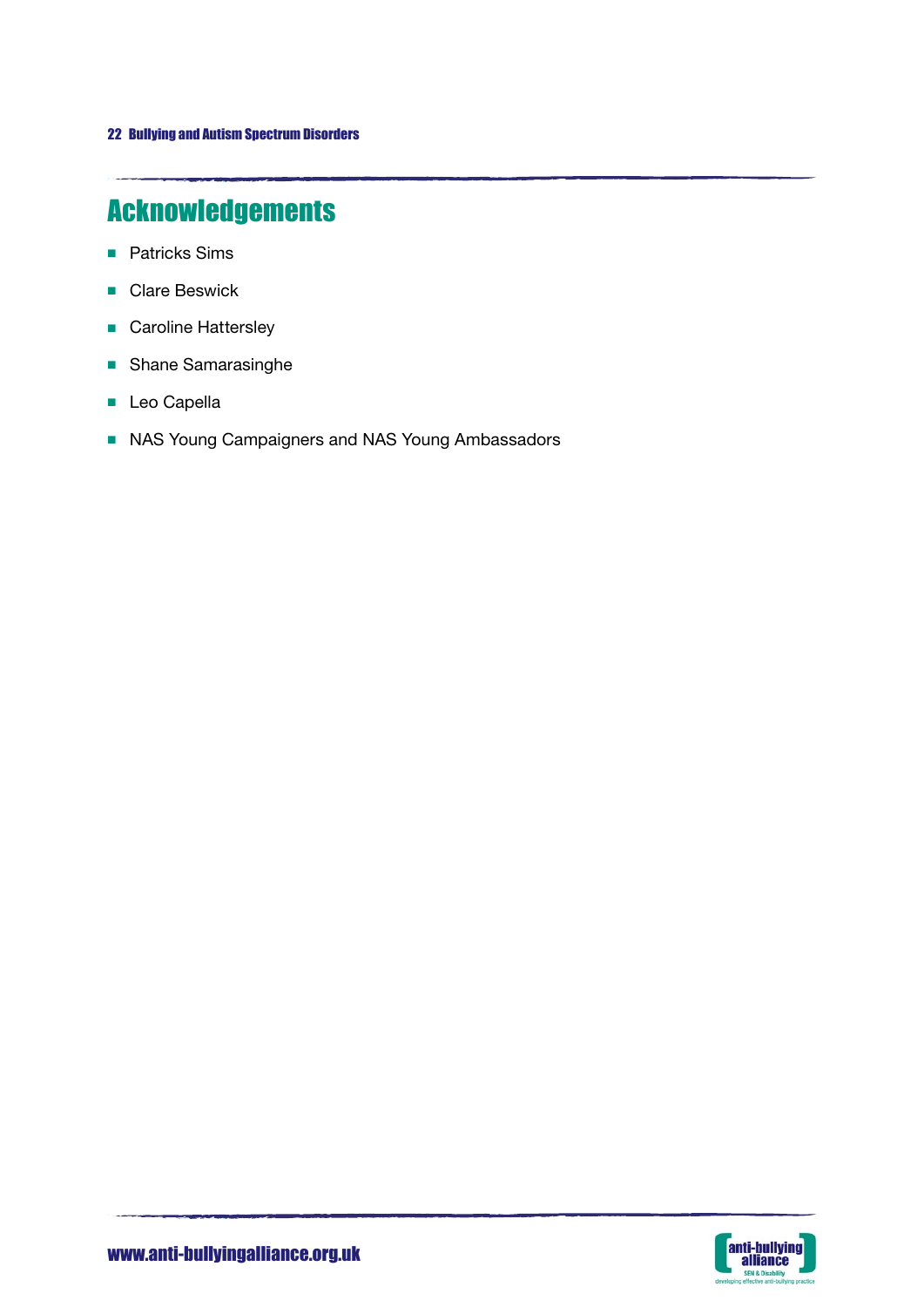## Acknowledgements

- Patricks Sims
- Clare Beswick
- Caroline Hattersley
- Shane Samarasinghe
- Leo Capella
- NAS Young Campaigners and NAS Young Ambassadors